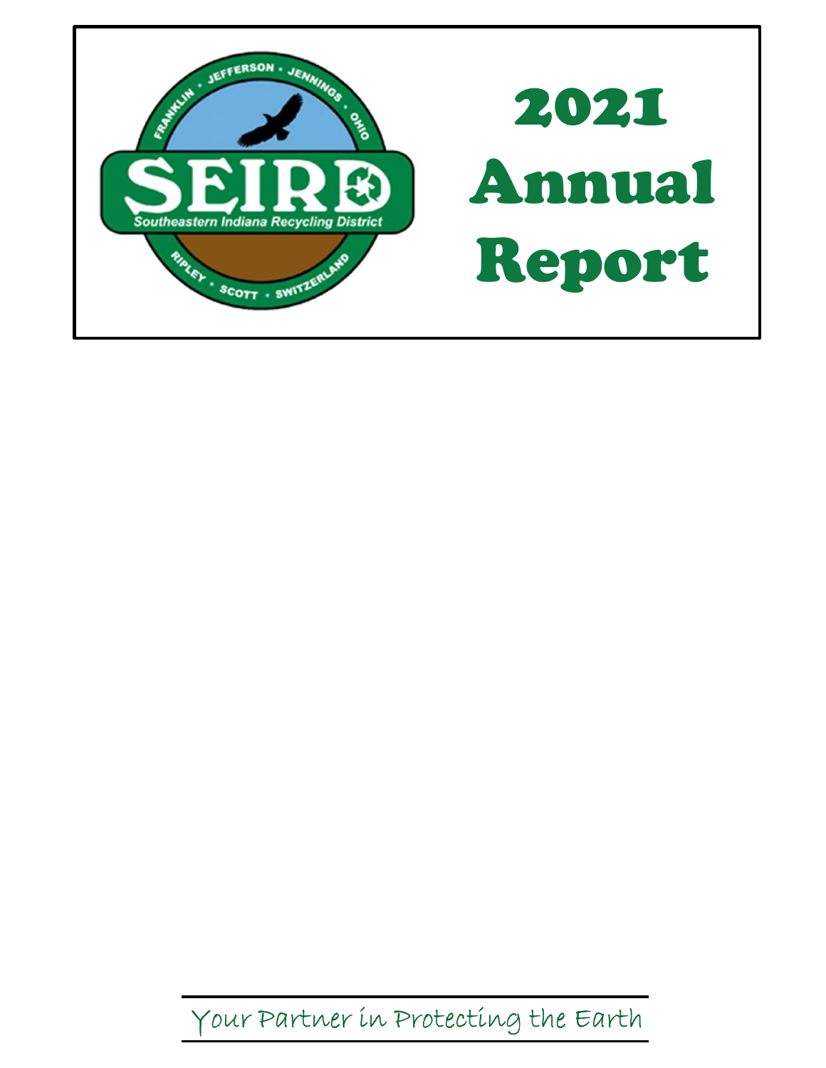FRANKLIN • JEFFERSON • JENNINGS • OHIO

SEIRD

Southeastern Indiana Recycling District

RIPLEY • SCOTT • SWITZERLAND

# 2021 Annual Report

*Your Partner in Protecting the Earth*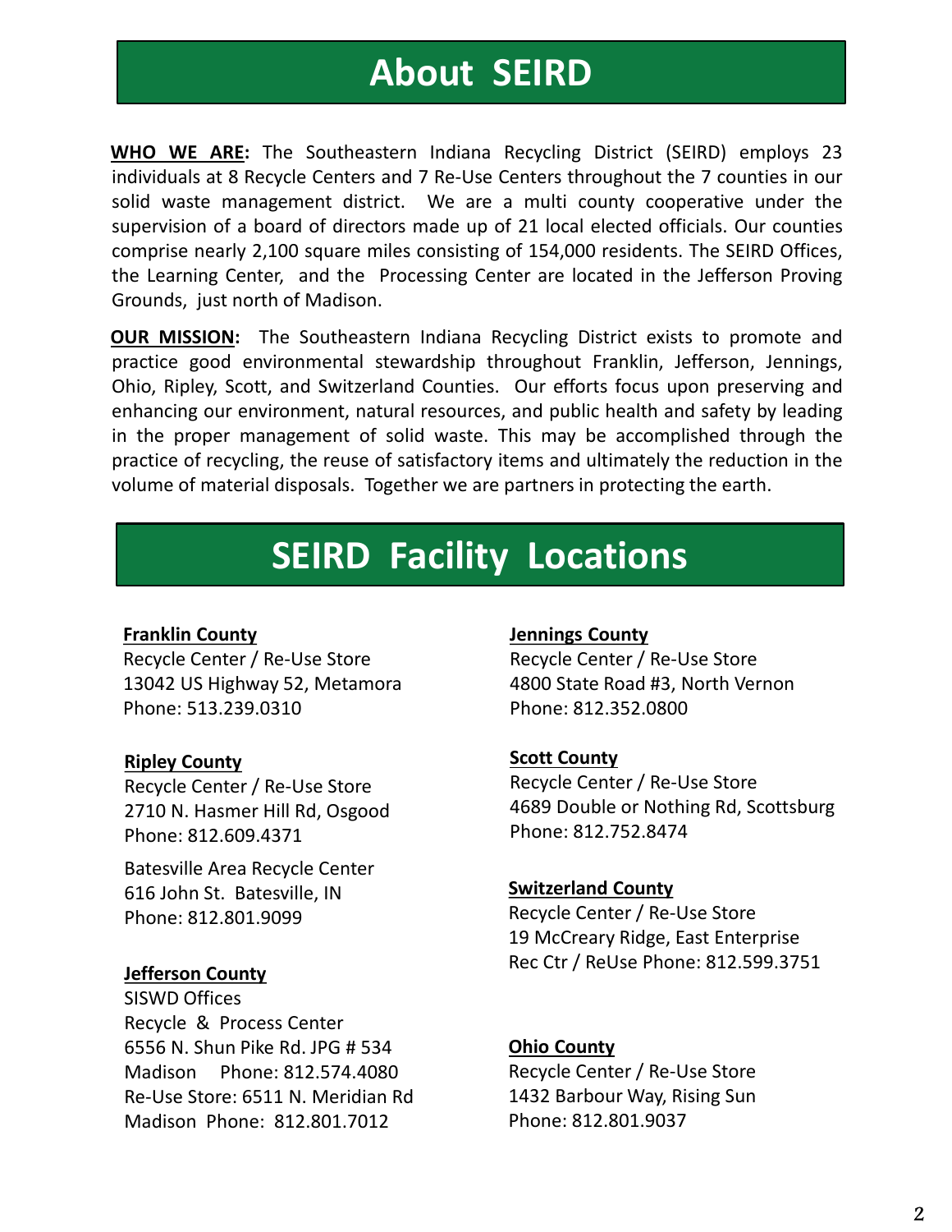# About SEIRD

**WHO WE ARE:** The Southeastern Indiana Recycling District (SEIRD) employs 23 individuals at 8 Recycle Centers and 7 Re-Use Centers throughout the 7 counties in our solid waste management district. We are a multi county cooperative under the supervision of a board of directors made up of 21 local elected officials. Our counties comprise nearly 2,100 square miles consisting of 154,000 residents. The SEIRD Offices, the Learning Center, and the Processing Center are located in the Jefferson Proving Grounds, just north of Madison.

**OUR MISSION:** The Southeastern Indiana Recycling District exists to promote and practice good environmental stewardship throughout Franklin, Jefferson, Jennings, Ohio, Ripley, Scott, and Switzerland Counties. Our efforts focus upon preserving and enhancing our environment, natural resources, and public health and safety by leading in the proper management of solid waste. This may be accomplished through the practice of recycling, the reuse of satisfactory items and ultimately the reduction in the volume of material disposals. Together we are partners in protecting the earth.

# SEIRD Facility Locations

**Franklin County**
Recycle Center / Re-Use Store
13042 US Highway 52, Metamora
Phone: 513.239.0310

**Ripley County**
Recycle Center / Re-Use Store
2710 N. Hasmer Hill Rd, Osgood
Phone: 812.609.4371

Batesville Area Recycle Center
616 John St. Batesville, IN
Phone: 812.801.9099

**Jefferson County**
SISWD Offices
Recycle & Process Center
6556 N. Shun Pike Rd. JPG # 534
Madison Phone: 812.574.4080
Re-Use Store: 6511 N. Meridian Rd
Madison Phone: 812.801.7012

**Jennings County**
Recycle Center / Re-Use Store
4800 State Road #3, North Vernon
Phone: 812.352.0800

**Scott County**
Recycle Center / Re-Use Store
4689 Double or Nothing Rd, Scottsburg
Phone: 812.752.8474

**Switzerland County**
Recycle Center / Re-Use Store
19 McCreary Ridge, East Enterprise
Rec Ctr / ReUse Phone: 812.599.3751

**Ohio County**
Recycle Center / Re-Use Store
1432 Barbour Way, Rising Sun
Phone: 812.801.9037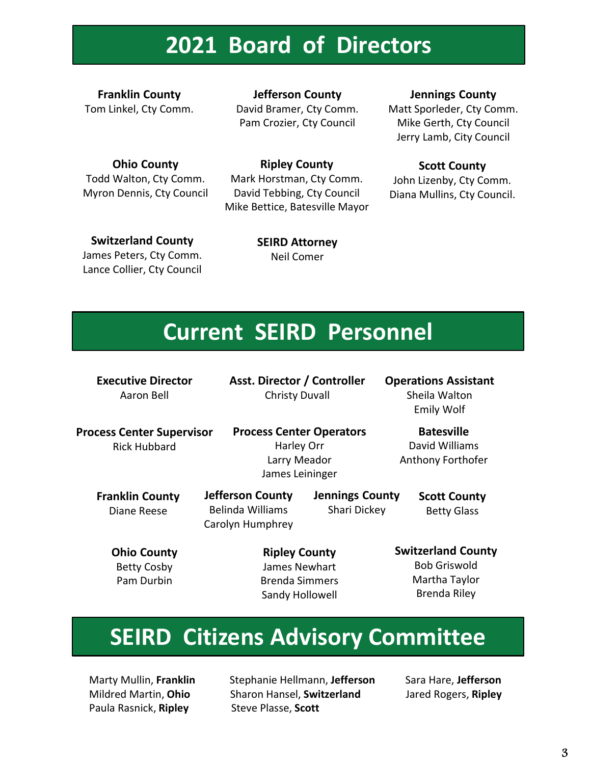# 2021 Board of Directors

**Franklin County**
Tom Linkel, Cty Comm.

**Jefferson County**
David Bramer, Cty Comm.
Pam Crozier, Cty Council

**Jennings County**
Matt Sporleder, Cty Comm.
Mike Gerth, Cty Council
Jerry Lamb, City Council

**Ohio County**
Todd Walton, Cty Comm.
Myron Dennis, Cty Council

**Ripley County**
Mark Horstman, Cty Comm.
David Tebbing, Cty Council
Mike Bettice, Batesville Mayor

**Scott County**
John Lizenby, Cty Comm.
Diana Mullins, Cty Council.

**Switzerland County**
James Peters, Cty Comm.
Lance Collier, Cty Council

**SEIRD Attorney**
Neil Comer

# Current SEIRD Personnel

**Executive Director**
Aaron Bell

**Asst. Director / Controller**
Christy Duvall

**Operations Assistant**
Sheila Walton
Emily Wolf

**Process Center Supervisor**
Rick Hubbard

**Process Center Operators**
Harley Orr
Larry Meador
James Leininger

**Batesville**
David Williams
Anthony Forthofer

**Franklin County**
Diane Reese

**Jefferson County**
Belinda Williams
Carolyn Humphrey

**Jennings County**
Shari Dickey

**Scott County**
Betty Glass

**Ohio County**
Betty Cosby
Pam Durbin

**Ripley County**
James Newhart
Brenda Simmers
Sandy Hollowell

**Switzerland County**
Bob Griswold
Martha Taylor
Brenda Riley

# SEIRD Citizens Advisory Committee

Marty Mullin, **Franklin**
Mildred Martin, **Ohio**
Paula Rasnick, **Ripley**
Stephanie Hellmann, **Jefferson**
Sharon Hansel, **Switzerland**
Steve Plasse, **Scott**
Sara Hare, **Jefferson**
Jared Rogers, **Ripley**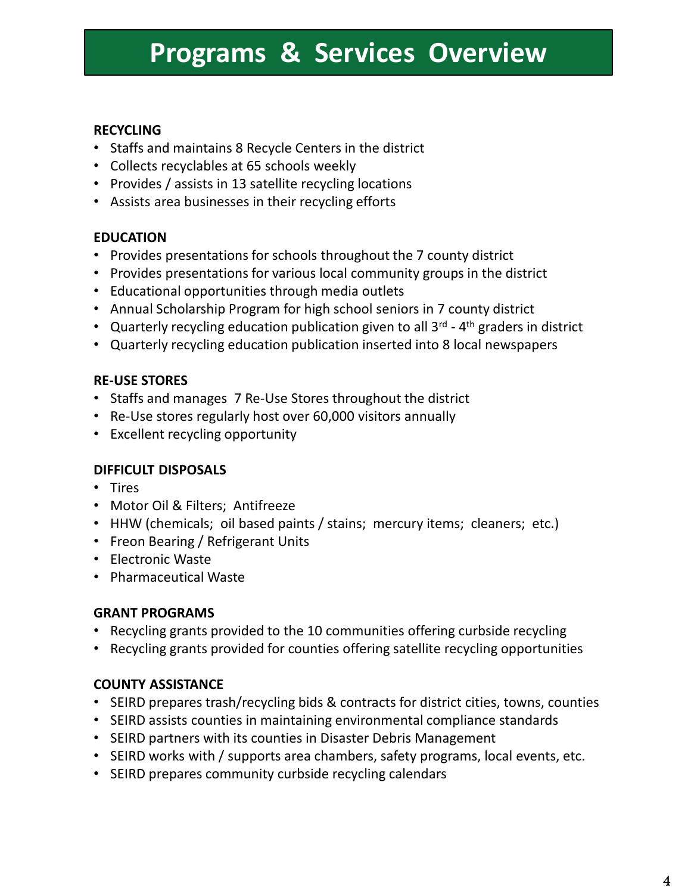# Programs & Services Overview

**RECYCLING**

- Staffs and maintains 8 Recycle Centers in the district
- Collects recyclables at 65 schools weekly
- Provides / assists in 13 satellite recycling locations
- Assists area businesses in their recycling efforts

**EDUCATION**

- Provides presentations for schools throughout the 7 county district
- Provides presentations for various local community groups in the district
- Educational opportunities through media outlets
- Annual Scholarship Program for high school seniors in 7 county district
- Quarterly recycling education publication given to all 3rd - 4th graders in district
- Quarterly recycling education publication inserted into 8 local newspapers

**RE-USE STORES**

- Staffs and manages 7 Re-Use Stores throughout the district
- Re-Use stores regularly host over 60,000 visitors annually
- Excellent recycling opportunity

**DIFFICULT DISPOSALS**

- Tires
- Motor Oil & Filters; Antifreeze
- HHW (chemicals; oil based paints / stains; mercury items; cleaners; etc.)
- Freon Bearing / Refrigerant Units
- Electronic Waste
- Pharmaceutical Waste

**GRANT PROGRAMS**

- Recycling grants provided to the 10 communities offering curbside recycling
- Recycling grants provided for counties offering satellite recycling opportunities

**COUNTY ASSISTANCE**

- SEIRD prepares trash/recycling bids & contracts for district cities, towns, counties
- SEIRD assists counties in maintaining environmental compliance standards
- SEIRD partners with its counties in Disaster Debris Management
- SEIRD works with / supports area chambers, safety programs, local events, etc.
- SEIRD prepares community curbside recycling calendars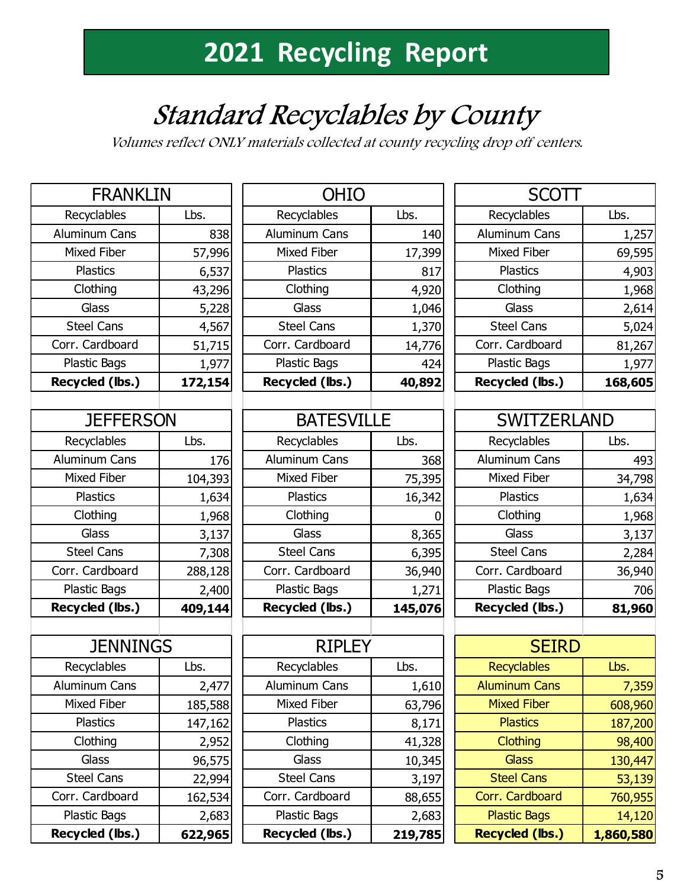# 2021 Recycling Report

## *Standard Recyclables by County*

*Volumes reflect ONLY materials collected at county recycling drop off centers.*

| FRANKLIN | |
|---|---|
| Recyclables | Lbs. |
| Aluminum Cans | 838 |
| Mixed Fiber | 57,996 |
| Plastics | 6,537 |
| Clothing | 43,296 |
| Glass | 5,228 |
| Steel Cans | 4,567 |
| Corr. Cardboard | 51,715 |
| Plastic Bags | 1,977 |
| **Recycled (lbs.)** | **172,154** |

| OHIO | |
|---|---|
| Recyclables | Lbs. |
| Aluminum Cans | 140 |
| Mixed Fiber | 17,399 |
| Plastics | 817 |
| Clothing | 4,920 |
| Glass | 1,046 |
| Steel Cans | 1,370 |
| Corr. Cardboard | 14,776 |
| Plastic Bags | 424 |
| **Recycled (lbs.)** | **40,892** |

| SCOTT | |
|---|---|
| Recyclables | Lbs. |
| Aluminum Cans | 1,257 |
| Mixed Fiber | 69,595 |
| Plastics | 4,903 |
| Clothing | 1,968 |
| Glass | 2,614 |
| Steel Cans | 5,024 |
| Corr. Cardboard | 81,267 |
| Plastic Bags | 1,977 |
| **Recycled (lbs.)** | **168,605** |

| JEFFERSON | |
|---|---|
| Recyclables | Lbs. |
| Aluminum Cans | 176 |
| Mixed Fiber | 104,393 |
| Plastics | 1,634 |
| Clothing | 1,968 |
| Glass | 3,137 |
| Steel Cans | 7,308 |
| Corr. Cardboard | 288,128 |
| Plastic Bags | 2,400 |
| **Recycled (lbs.)** | **409,144** |

| BATESVILLE | |
|---|---|
| Recyclables | Lbs. |
| Aluminum Cans | 368 |
| Mixed Fiber | 75,395 |
| Plastics | 16,342 |
| Clothing | 0 |
| Glass | 8,365 |
| Steel Cans | 6,395 |
| Corr. Cardboard | 36,940 |
| Plastic Bags | 1,271 |
| **Recycled (lbs.)** | **145,076** |

| SWITZERLAND | |
|---|---|
| Recyclables | Lbs. |
| Aluminum Cans | 493 |
| Mixed Fiber | 34,798 |
| Plastics | 1,634 |
| Clothing | 1,968 |
| Glass | 3,137 |
| Steel Cans | 2,284 |
| Corr. Cardboard | 36,940 |
| Plastic Bags | 706 |
| **Recycled (lbs.)** | **81,960** |

| JENNINGS | |
|---|---|
| Recyclables | Lbs. |
| Aluminum Cans | 2,477 |
| Mixed Fiber | 185,588 |
| Plastics | 147,162 |
| Clothing | 2,952 |
| Glass | 96,575 |
| Steel Cans | 22,994 |
| Corr. Cardboard | 162,534 |
| Plastic Bags | 2,683 |
| **Recycled (lbs.)** | **622,965** |

| RIPLEY | |
|---|---|
| Recyclables | Lbs. |
| Aluminum Cans | 1,610 |
| Mixed Fiber | 63,796 |
| Plastics | 8,171 |
| Clothing | 41,328 |
| Glass | 10,345 |
| Steel Cans | 3,197 |
| Corr. Cardboard | 88,655 |
| Plastic Bags | 2,683 |
| **Recycled (lbs.)** | **219,785** |

| SEIRD | |
|---|---|
| Recyclables | Lbs. |
| Aluminum Cans | 7,359 |
| Mixed Fiber | 608,960 |
| Plastics | 187,200 |
| Clothing | 98,400 |
| Glass | 130,447 |
| Steel Cans | 53,139 |
| Corr. Cardboard | 760,955 |
| Plastic Bags | 14,120 |
| **Recycled (lbs.)** | **1,860,580** |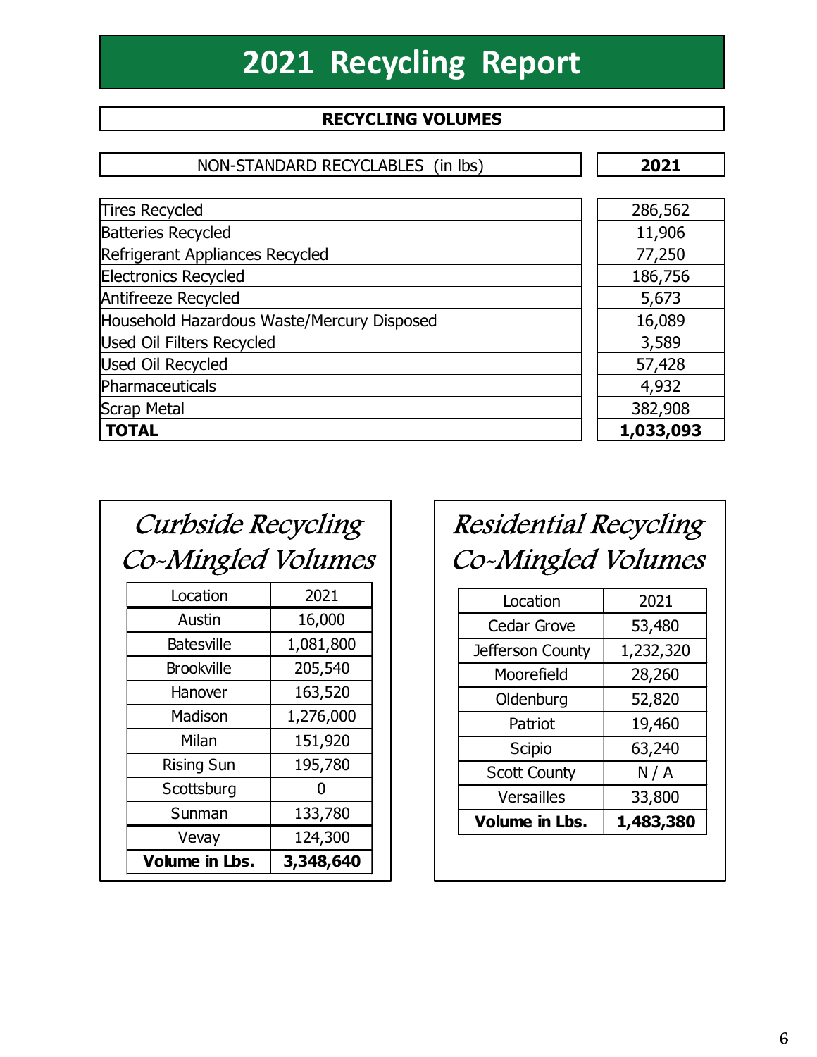# 2021 Recycling Report

## RECYCLING VOLUMES

| NON-STANDARD RECYCLABLES (in lbs) | 2021 |
|---|---|
| Tires Recycled | 286,562 |
| Batteries Recycled | 11,906 |
| Refrigerant Appliances Recycled | 77,250 |
| Electronics Recycled | 186,756 |
| Antifreeze Recycled | 5,673 |
| Household Hazardous Waste/Mercury Disposed | 16,089 |
| Used Oil Filters Recycled | 3,589 |
| Used Oil Recycled | 57,428 |
| Pharmaceuticals | 4,932 |
| Scrap Metal | 382,908 |
| **TOTAL** | **1,033,093** |

### *Curbside Recycling Co-Mingled Volumes*

| Location | 2021 |
|---|---|
| Austin | 16,000 |
| Batesville | 1,081,800 |
| Brookville | 205,540 |
| Hanover | 163,520 |
| Madison | 1,276,000 |
| Milan | 151,920 |
| Rising Sun | 195,780 |
| Scottsburg | 0 |
| Sunman | 133,780 |
| Vevay | 124,300 |
| **Volume in Lbs.** | **3,348,640** |

### *Residential Recycling Co-Mingled Volumes*

| Location | 2021 |
|---|---|
| Cedar Grove | 53,480 |
| Jefferson County | 1,232,320 |
| Moorefield | 28,260 |
| Oldenburg | 52,820 |
| Patriot | 19,460 |
| Scipio | 63,240 |
| Scott County | N / A |
| Versailles | 33,800 |
| **Volume in Lbs.** | **1,483,380** |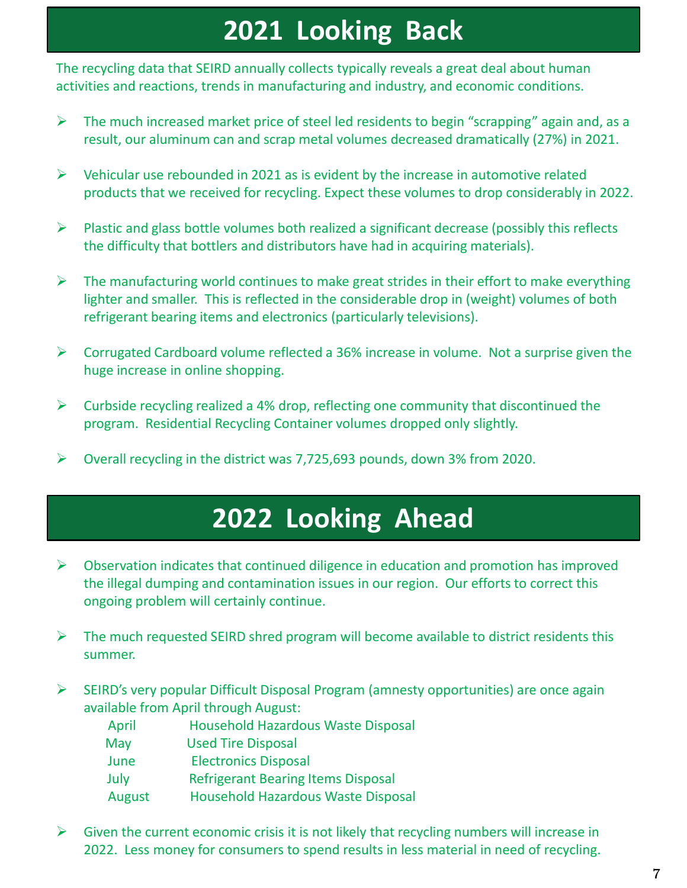# 2021 Looking Back

The recycling data that SEIRD annually collects typically reveals a great deal about human activities and reactions, trends in manufacturing and industry, and economic conditions.

- The much increased market price of steel led residents to begin "scrapping" again and, as a result, our aluminum can and scrap metal volumes decreased dramatically (27%) in 2021.
- Vehicular use rebounded in 2021 as is evident by the increase in automotive related products that we received for recycling. Expect these volumes to drop considerably in 2022.
- Plastic and glass bottle volumes both realized a significant decrease (possibly this reflects the difficulty that bottlers and distributors have had in acquiring materials).
- The manufacturing world continues to make great strides in their effort to make everything lighter and smaller. This is reflected in the considerable drop in (weight) volumes of both refrigerant bearing items and electronics (particularly televisions).
- Corrugated Cardboard volume reflected a 36% increase in volume. Not a surprise given the huge increase in online shopping.
- Curbside recycling realized a 4% drop, reflecting one community that discontinued the program. Residential Recycling Container volumes dropped only slightly.
- Overall recycling in the district was 7,725,693 pounds, down 3% from 2020.

# 2022 Looking Ahead

- Observation indicates that continued diligence in education and promotion has improved the illegal dumping and contamination issues in our region. Our efforts to correct this ongoing problem will certainly continue.
- The much requested SEIRD shred program will become available to district residents this summer.
- SEIRD's very popular Difficult Disposal Program (amnesty opportunities) are once again available from April through August:

  | | |
  |---|---|
  | April | Household Hazardous Waste Disposal |
  | May | Used Tire Disposal |
  | June | Electronics Disposal |
  | July | Refrigerant Bearing Items Disposal |
  | August | Household Hazardous Waste Disposal |

- Given the current economic crisis it is not likely that recycling numbers will increase in 2022. Less money for consumers to spend results in less material in need of recycling.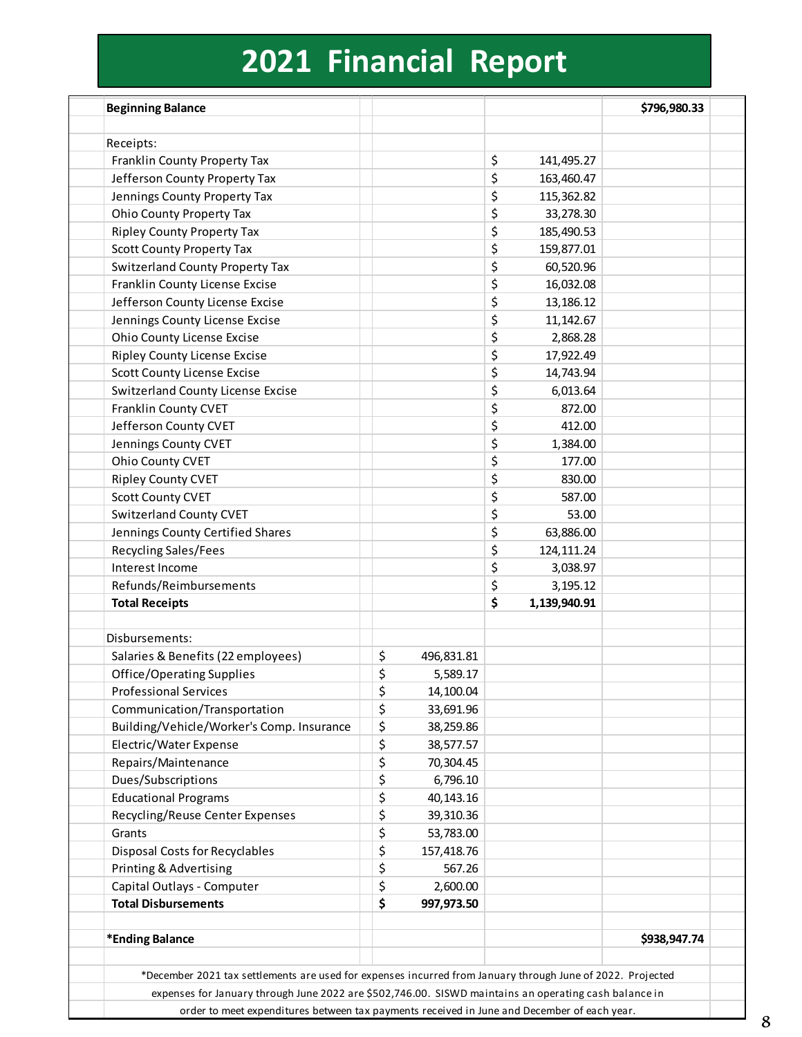# 2021 Financial Report

| | | | |
|---|---|---|---|
| **Beginning Balance** | | | **$796,980.33** |
| | | | |
| Receipts: | | | |
| Franklin County Property Tax | | $ 141,495.27 | |
| Jefferson County Property Tax | | $ 163,460.47 | |
| Jennings County Property Tax | | $ 115,362.82 | |
| Ohio County Property Tax | | $ 33,278.30 | |
| Ripley County Property Tax | | $ 185,490.53 | |
| Scott County Property Tax | | $ 159,877.01 | |
| Switzerland County Property Tax | | $ 60,520.96 | |
| Franklin County License Excise | | $ 16,032.08 | |
| Jefferson County License Excise | | $ 13,186.12 | |
| Jennings County License Excise | | $ 11,142.67 | |
| Ohio County License Excise | | $ 2,868.28 | |
| Ripley County License Excise | | $ 17,922.49 | |
| Scott County License Excise | | $ 14,743.94 | |
| Switzerland County License Excise | | $ 6,013.64 | |
| Franklin County CVET | | $ 872.00 | |
| Jefferson County CVET | | $ 412.00 | |
| Jennings County CVET | | $ 1,384.00 | |
| Ohio County CVET | | $ 177.00 | |
| Ripley County CVET | | $ 830.00 | |
| Scott County CVET | | $ 587.00 | |
| Switzerland County CVET | | $ 53.00 | |
| Jennings County Certified Shares | | $ 63,886.00 | |
| Recycling Sales/Fees | | $ 124,111.24 | |
| Interest Income | | $ 3,038.97 | |
| Refunds/Reimbursements | | $ 3,195.12 | |
| **Total Receipts** | | **$ 1,139,940.91** | |
| | | | |
| Disbursements: | | | |
| Salaries & Benefits (22 employees) | $ 496,831.81 | | |
| Office/Operating Supplies | $ 5,589.17 | | |
| Professional Services | $ 14,100.04 | | |
| Communication/Transportation | $ 33,691.96 | | |
| Building/Vehicle/Worker's Comp. Insurance | $ 38,259.86 | | |
| Electric/Water Expense | $ 38,577.57 | | |
| Repairs/Maintenance | $ 70,304.45 | | |
| Dues/Subscriptions | $ 6,796.10 | | |
| Educational Programs | $ 40,143.16 | | |
| Recycling/Reuse Center Expenses | $ 39,310.36 | | |
| Grants | $ 53,783.00 | | |
| Disposal Costs for Recyclables | $ 157,418.76 | | |
| Printing & Advertising | $ 567.26 | | |
| Capital Outlays - Computer | $ 2,600.00 | | |
| **Total Disbursements** | **$ 997,973.50** | | |
| | | | |
| ***Ending Balance** | | | **$938,947.74** |

*December 2021 tax settlements are used for expenses incurred from January through June of 2022. Projected expenses for January through June 2022 are $502,746.00. SISWD maintains an operating cash balance in order to meet expenditures between tax payments received in June and December of each year.